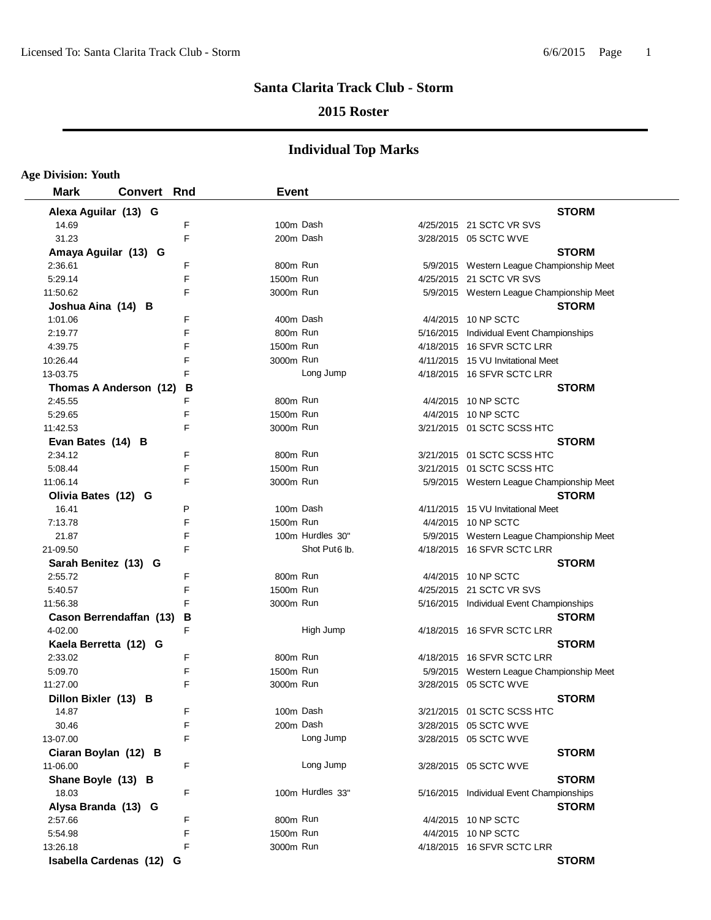# Santa Clarita Track Club - Storm

## 2015 Roster

## Individual Top Marks

**Age Division: Youth**

| Mark | Convert | Rnd | Event | Date | Meet |
|---|---|---|---|---|---|
| **Alexa Aguilar (13) G** | | | | | **STORM** |
| 14.69 | | F | 100m Dash | 4/25/2015 | 21 SCTC VR SVS |
| 31.23 | | F | 200m Dash | 3/28/2015 | 05 SCTC WVE |
| **Amaya Aguilar (13) G** | | | | | **STORM** |
| 2:36.61 | | F | 800m Run | 5/9/2015 | Western League Championship Meet |
| 5:29.14 | | F | 1500m Run | 4/25/2015 | 21 SCTC VR SVS |
| 11:50.62 | | F | 3000m Run | 5/9/2015 | Western League Championship Meet |
| **Joshua Aina (14) B** | | | | | **STORM** |
| 1:01.06 | | F | 400m Dash | 4/4/2015 | 10 NP SCTC |
| 2:19.77 | | F | 800m Run | 5/16/2015 | Individual Event Championships |
| 4:39.75 | | F | 1500m Run | 4/18/2015 | 16 SFVR SCTC LRR |
| 10:26.44 | | F | 3000m Run | 4/11/2015 | 15 VU Invitational Meet |
| 13-03.75 | | F | Long Jump | 4/18/2015 | 16 SFVR SCTC LRR |
| **Thomas A Anderson (12) B** | | | | | **STORM** |
| 2:45.55 | | F | 800m Run | 4/4/2015 | 10 NP SCTC |
| 5:29.65 | | F | 1500m Run | 4/4/2015 | 10 NP SCTC |
| 11:42.53 | | F | 3000m Run | 3/21/2015 | 01 SCTC SCSS HTC |
| **Evan Bates (14) B** | | | | | **STORM** |
| 2:34.12 | | F | 800m Run | 3/21/2015 | 01 SCTC SCSS HTC |
| 5:08.44 | | F | 1500m Run | 3/21/2015 | 01 SCTC SCSS HTC |
| 11:06.14 | | F | 3000m Run | 5/9/2015 | Western League Championship Meet |
| **Olivia Bates (12) G** | | | | | **STORM** |
| 16.41 | | P | 100m Dash | 4/11/2015 | 15 VU Invitational Meet |
| 7:13.78 | | F | 1500m Run | 4/4/2015 | 10 NP SCTC |
| 21.87 | | F | 100m Hurdles 30" | 5/9/2015 | Western League Championship Meet |
| 21-09.50 | | F | Shot Put 6 lb. | 4/18/2015 | 16 SFVR SCTC LRR |
| **Sarah Benitez (13) G** | | | | | **STORM** |
| 2:55.72 | | F | 800m Run | 4/4/2015 | 10 NP SCTC |
| 5:40.57 | | F | 1500m Run | 4/25/2015 | 21 SCTC VR SVS |
| 11:56.38 | | F | 3000m Run | 5/16/2015 | Individual Event Championships |
| **Cason Berrendaffan (13) B** | | | | | **STORM** |
| 4-02.00 | | F | High Jump | 4/18/2015 | 16 SFVR SCTC LRR |
| **Kaela Berretta (12) G** | | | | | **STORM** |
| 2:33.02 | | F | 800m Run | 4/18/2015 | 16 SFVR SCTC LRR |
| 5:09.70 | | F | 1500m Run | 5/9/2015 | Western League Championship Meet |
| 11:27.00 | | F | 3000m Run | 3/28/2015 | 05 SCTC WVE |
| **Dillon Bixler (13) B** | | | | | **STORM** |
| 14.87 | | F | 100m Dash | 3/21/2015 | 01 SCTC SCSS HTC |
| 30.46 | | F | 200m Dash | 3/28/2015 | 05 SCTC WVE |
| 13-07.00 | | F | Long Jump | 3/28/2015 | 05 SCTC WVE |
| **Ciaran Boylan (12) B** | | | | | **STORM** |
| 11-06.00 | | F | Long Jump | 3/28/2015 | 05 SCTC WVE |
| **Shane Boyle (13) B** | | | | | **STORM** |
| 18.03 | | F | 100m Hurdles 33" | 5/16/2015 | Individual Event Championships |
| **Alysa Branda (13) G** | | | | | **STORM** |
| 2:57.66 | | F | 800m Run | 4/4/2015 | 10 NP SCTC |
| 5:54.98 | | F | 1500m Run | 4/4/2015 | 10 NP SCTC |
| 13:26.18 | | F | 3000m Run | 4/18/2015 | 16 SFVR SCTC LRR |
| **Isabella Cardenas (12) G** | | | | | **STORM** |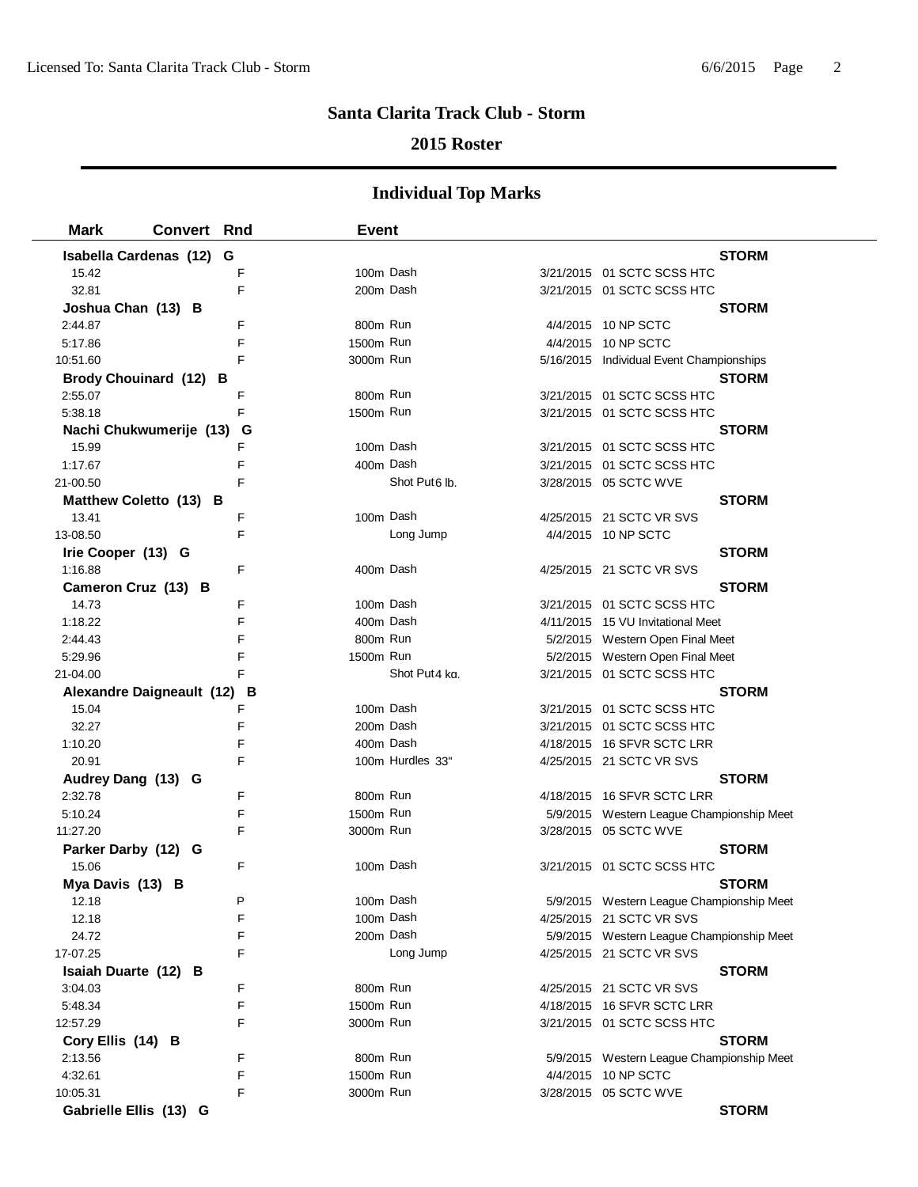## Santa Clarita Track Club - Storm

### 2015 Roster

### Individual Top Marks

| Mark | Convert | Rnd | Event | | |
|---|---|---|---|---|---|
| **Isabella Cardenas (12) G** | | | | | **STORM** |
| 15.42 | | F | 100m Dash | 3/21/2015 | 01 SCTC SCSS HTC |
| 32.81 | | F | 200m Dash | 3/21/2015 | 01 SCTC SCSS HTC |
| **Joshua Chan (13) B** | | | | | **STORM** |
| 2:44.87 | | F | 800m Run | 4/4/2015 | 10 NP SCTC |
| 5:17.86 | | F | 1500m Run | 4/4/2015 | 10 NP SCTC |
| 10:51.60 | | F | 3000m Run | 5/16/2015 | Individual Event Championships |
| **Brody Chouinard (12) B** | | | | | **STORM** |
| 2:55.07 | | F | 800m Run | 3/21/2015 | 01 SCTC SCSS HTC |
| 5:38.18 | | F | 1500m Run | 3/21/2015 | 01 SCTC SCSS HTC |
| **Nachi Chukwumerije (13) G** | | | | | **STORM** |
| 15.99 | | F | 100m Dash | 3/21/2015 | 01 SCTC SCSS HTC |
| 1:17.67 | | F | 400m Dash | 3/21/2015 | 01 SCTC SCSS HTC |
| 21-00.50 | | F | Shot Put 6 lb. | 3/28/2015 | 05 SCTC WVE |
| **Matthew Coletto (13) B** | | | | | **STORM** |
| 13.41 | | F | 100m Dash | 4/25/2015 | 21 SCTC VR SVS |
| 13-08.50 | | F | Long Jump | 4/4/2015 | 10 NP SCTC |
| **Irie Cooper (13) G** | | | | | **STORM** |
| 1:16.88 | | F | 400m Dash | 4/25/2015 | 21 SCTC VR SVS |
| **Cameron Cruz (13) B** | | | | | **STORM** |
| 14.73 | | F | 100m Dash | 3/21/2015 | 01 SCTC SCSS HTC |
| 1:18.22 | | F | 400m Dash | 4/11/2015 | 15 VU Invitational Meet |
| 2:44.43 | | F | 800m Run | 5/2/2015 | Western Open Final Meet |
| 5:29.96 | | F | 1500m Run | 5/2/2015 | Western Open Final Meet |
| 21-04.00 | | F | Shot Put 4 kg. | 3/21/2015 | 01 SCTC SCSS HTC |
| **Alexandre Daigneault (12) B** | | | | | **STORM** |
| 15.04 | | F | 100m Dash | 3/21/2015 | 01 SCTC SCSS HTC |
| 32.27 | | F | 200m Dash | 3/21/2015 | 01 SCTC SCSS HTC |
| 1:10.20 | | F | 400m Dash | 4/18/2015 | 16 SFVR SCTC LRR |
| 20.91 | | F | 100m Hurdles 33" | 4/25/2015 | 21 SCTC VR SVS |
| **Audrey Dang (13) G** | | | | | **STORM** |
| 2:32.78 | | F | 800m Run | 4/18/2015 | 16 SFVR SCTC LRR |
| 5:10.24 | | F | 1500m Run | 5/9/2015 | Western League Championship Meet |
| 11:27.20 | | F | 3000m Run | 3/28/2015 | 05 SCTC WVE |
| **Parker Darby (12) G** | | | | | **STORM** |
| 15.06 | | F | 100m Dash | 3/21/2015 | 01 SCTC SCSS HTC |
| **Mya Davis (13) B** | | | | | **STORM** |
| 12.18 | | P | 100m Dash | 5/9/2015 | Western League Championship Meet |
| 12.18 | | F | 100m Dash | 4/25/2015 | 21 SCTC VR SVS |
| 24.72 | | F | 200m Dash | 5/9/2015 | Western League Championship Meet |
| 17-07.25 | | F | Long Jump | 4/25/2015 | 21 SCTC VR SVS |
| **Isaiah Duarte (12) B** | | | | | **STORM** |
| 3:04.03 | | F | 800m Run | 4/25/2015 | 21 SCTC VR SVS |
| 5:48.34 | | F | 1500m Run | 4/18/2015 | 16 SFVR SCTC LRR |
| 12:57.29 | | F | 3000m Run | 3/21/2015 | 01 SCTC SCSS HTC |
| **Cory Ellis (14) B** | | | | | **STORM** |
| 2:13.56 | | F | 800m Run | 5/9/2015 | Western League Championship Meet |
| 4:32.61 | | F | 1500m Run | 4/4/2015 | 10 NP SCTC |
| 10:05.31 | | F | 3000m Run | 3/28/2015 | 05 SCTC WVE |
| **Gabrielle Ellis (13) G** | | | | | **STORM** |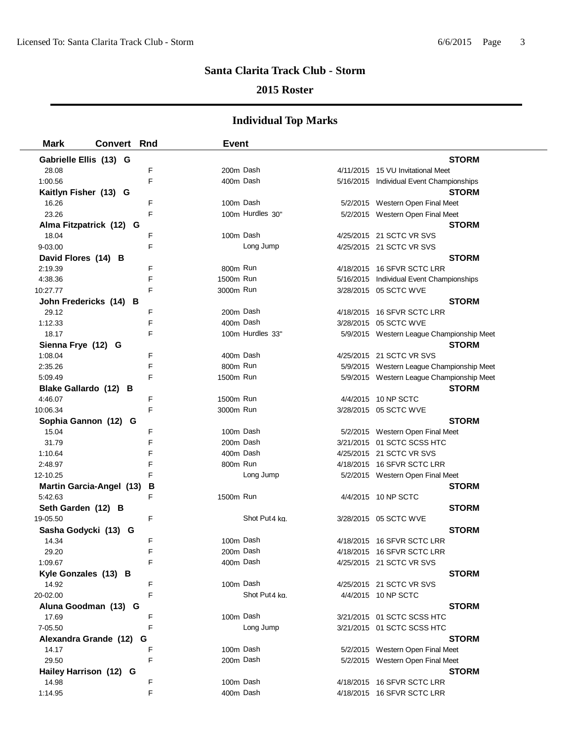# Santa Clarita Track Club - Storm

## 2015 Roster

### Individual Top Marks

| Mark | Convert | Rnd | Event | Date | Meet |
|---|---|---|---|---|---|
| **Gabrielle Ellis (13) G** | | | | | **STORM** |
| 28.08 | | F | 200m Dash | 4/11/2015 | 15 VU Invitational Meet |
| 1:00.56 | | F | 400m Dash | 5/16/2015 | Individual Event Championships |
| **Kaitlyn Fisher (13) G** | | | | | **STORM** |
| 16.26 | | F | 100m Dash | 5/2/2015 | Western Open Final Meet |
| 23.26 | | F | 100m Hurdles 30" | 5/2/2015 | Western Open Final Meet |
| **Alma Fitzpatrick (12) G** | | | | | **STORM** |
| 18.04 | | F | 100m Dash | 4/25/2015 | 21 SCTC VR SVS |
| 9-03.00 | | F | Long Jump | 4/25/2015 | 21 SCTC VR SVS |
| **David Flores (14) B** | | | | | **STORM** |
| 2:19.39 | | F | 800m Run | 4/18/2015 | 16 SFVR SCTC LRR |
| 4:38.36 | | F | 1500m Run | 5/16/2015 | Individual Event Championships |
| 10:27.77 | | F | 3000m Run | 3/28/2015 | 05 SCTC WVE |
| **John Fredericks (14) B** | | | | | **STORM** |
| 29.12 | | F | 200m Dash | 4/18/2015 | 16 SFVR SCTC LRR |
| 1:12.33 | | F | 400m Dash | 3/28/2015 | 05 SCTC WVE |
| 18.17 | | F | 100m Hurdles 33" | 5/9/2015 | Western League Championship Meet |
| **Sienna Frye (12) G** | | | | | **STORM** |
| 1:08.04 | | F | 400m Dash | 4/25/2015 | 21 SCTC VR SVS |
| 2:35.26 | | F | 800m Run | 5/9/2015 | Western League Championship Meet |
| 5:09.49 | | F | 1500m Run | 5/9/2015 | Western League Championship Meet |
| **Blake Gallardo (12) B** | | | | | **STORM** |
| 4:46.07 | | F | 1500m Run | 4/4/2015 | 10 NP SCTC |
| 10:06.34 | | F | 3000m Run | 3/28/2015 | 05 SCTC WVE |
| **Sophia Gannon (12) G** | | | | | **STORM** |
| 15.04 | | F | 100m Dash | 5/2/2015 | Western Open Final Meet |
| 31.79 | | F | 200m Dash | 3/21/2015 | 01 SCTC SCSS HTC |
| 1:10.64 | | F | 400m Dash | 4/25/2015 | 21 SCTC VR SVS |
| 2:48.97 | | F | 800m Run | 4/18/2015 | 16 SFVR SCTC LRR |
| 12-10.25 | | F | Long Jump | 5/2/2015 | Western Open Final Meet |
| **Martin Garcia-Angel (13) B** | | | | | **STORM** |
| 5:42.63 | | F | 1500m Run | 4/4/2015 | 10 NP SCTC |
| **Seth Garden (12) B** | | | | | **STORM** |
| 19-05.50 | | F | Shot Put 4 kg. | 3/28/2015 | 05 SCTC WVE |
| **Sasha Godycki (13) G** | | | | | **STORM** |
| 14.34 | | F | 100m Dash | 4/18/2015 | 16 SFVR SCTC LRR |
| 29.20 | | F | 200m Dash | 4/18/2015 | 16 SFVR SCTC LRR |
| 1:09.67 | | F | 400m Dash | 4/25/2015 | 21 SCTC VR SVS |
| **Kyle Gonzales (13) B** | | | | | **STORM** |
| 14.92 | | F | 100m Dash | 4/25/2015 | 21 SCTC VR SVS |
| 20-02.00 | | F | Shot Put 4 kg. | 4/4/2015 | 10 NP SCTC |
| **Aluna Goodman (13) G** | | | | | **STORM** |
| 17.69 | | F | 100m Dash | 3/21/2015 | 01 SCTC SCSS HTC |
| 7-05.50 | | F | Long Jump | 3/21/2015 | 01 SCTC SCSS HTC |
| **Alexandra Grande (12) G** | | | | | **STORM** |
| 14.17 | | F | 100m Dash | 5/2/2015 | Western Open Final Meet |
| 29.50 | | F | 200m Dash | 5/2/2015 | Western Open Final Meet |
| **Hailey Harrison (12) G** | | | | | **STORM** |
| 14.98 | | F | 100m Dash | 4/18/2015 | 16 SFVR SCTC LRR |
| 1:14.95 | | F | 400m Dash | 4/18/2015 | 16 SFVR SCTC LRR |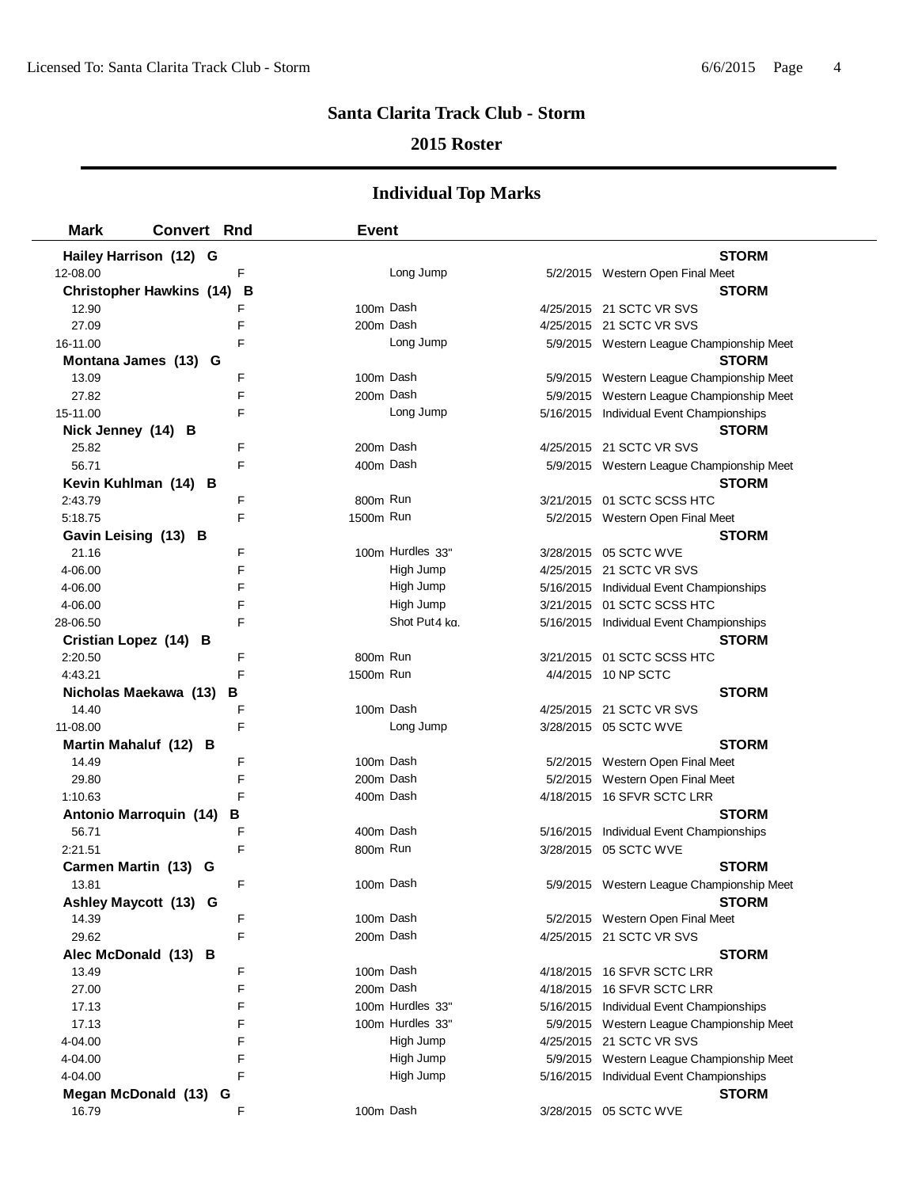## Santa Clarita Track Club - Storm

### 2015 Roster

### Individual Top Marks

| Mark | Convert | Rnd | Event | | | |
|---|---|---|---|---|---|---|
| **Hailey Harrison (12) G** | | | | | | **STORM** |
| 12-08.00 | | F | | Long Jump | 5/2/2015 | Western Open Final Meet |
| **Christopher Hawkins (14) B** | | | | | | **STORM** |
| 12.90 | | F | 100m | Dash | 4/25/2015 | 21 SCTC VR SVS |
| 27.09 | | F | 200m | Dash | 4/25/2015 | 21 SCTC VR SVS |
| 16-11.00 | | F | | Long Jump | 5/9/2015 | Western League Championship Meet |
| **Montana James (13) G** | | | | | | **STORM** |
| 13.09 | | F | 100m | Dash | 5/9/2015 | Western League Championship Meet |
| 27.82 | | F | 200m | Dash | 5/9/2015 | Western League Championship Meet |
| 15-11.00 | | F | | Long Jump | 5/16/2015 | Individual Event Championships |
| **Nick Jenney (14) B** | | | | | | **STORM** |
| 25.82 | | F | 200m | Dash | 4/25/2015 | 21 SCTC VR SVS |
| 56.71 | | F | 400m | Dash | 5/9/2015 | Western League Championship Meet |
| **Kevin Kuhlman (14) B** | | | | | | **STORM** |
| 2:43.79 | | F | 800m | Run | 3/21/2015 | 01 SCTC SCSS HTC |
| 5:18.75 | | F | 1500m | Run | 5/2/2015 | Western Open Final Meet |
| **Gavin Leising (13) B** | | | | | | **STORM** |
| 21.16 | | F | 100m | Hurdles 33" | 3/28/2015 | 05 SCTC WVE |
| 4-06.00 | | F | | High Jump | 4/25/2015 | 21 SCTC VR SVS |
| 4-06.00 | | F | | High Jump | 5/16/2015 | Individual Event Championships |
| 4-06.00 | | F | | High Jump | 3/21/2015 | 01 SCTC SCSS HTC |
| 28-06.50 | | F | | Shot Put 4 kg. | 5/16/2015 | Individual Event Championships |
| **Cristian Lopez (14) B** | | | | | | **STORM** |
| 2:20.50 | | F | 800m | Run | 3/21/2015 | 01 SCTC SCSS HTC |
| 4:43.21 | | F | 1500m | Run | 4/4/2015 | 10 NP SCTC |
| **Nicholas Maekawa (13) B** | | | | | | **STORM** |
| 14.40 | | F | 100m | Dash | 4/25/2015 | 21 SCTC VR SVS |
| 11-08.00 | | F | | Long Jump | 3/28/2015 | 05 SCTC WVE |
| **Martin Mahaluf (12) B** | | | | | | **STORM** |
| 14.49 | | F | 100m | Dash | 5/2/2015 | Western Open Final Meet |
| 29.80 | | F | 200m | Dash | 5/2/2015 | Western Open Final Meet |
| 1:10.63 | | F | 400m | Dash | 4/18/2015 | 16 SFVR SCTC LRR |
| **Antonio Marroquin (14) B** | | | | | | **STORM** |
| 56.71 | | F | 400m | Dash | 5/16/2015 | Individual Event Championships |
| 2:21.51 | | F | 800m | Run | 3/28/2015 | 05 SCTC WVE |
| **Carmen Martin (13) G** | | | | | | **STORM** |
| 13.81 | | F | 100m | Dash | 5/9/2015 | Western League Championship Meet |
| **Ashley Maycott (13) G** | | | | | | **STORM** |
| 14.39 | | F | 100m | Dash | 5/2/2015 | Western Open Final Meet |
| 29.62 | | F | 200m | Dash | 4/25/2015 | 21 SCTC VR SVS |
| **Alec McDonald (13) B** | | | | | | **STORM** |
| 13.49 | | F | 100m | Dash | 4/18/2015 | 16 SFVR SCTC LRR |
| 27.00 | | F | 200m | Dash | 4/18/2015 | 16 SFVR SCTC LRR |
| 17.13 | | F | 100m | Hurdles 33" | 5/16/2015 | Individual Event Championships |
| 17.13 | | F | 100m | Hurdles 33" | 5/9/2015 | Western League Championship Meet |
| 4-04.00 | | F | | High Jump | 4/25/2015 | 21 SCTC VR SVS |
| 4-04.00 | | F | | High Jump | 5/9/2015 | Western League Championship Meet |
| 4-04.00 | | F | | High Jump | 5/16/2015 | Individual Event Championships |
| **Megan McDonald (13) G** | | | | | | **STORM** |
| 16.79 | | F | 100m | Dash | 3/28/2015 | 05 SCTC WVE |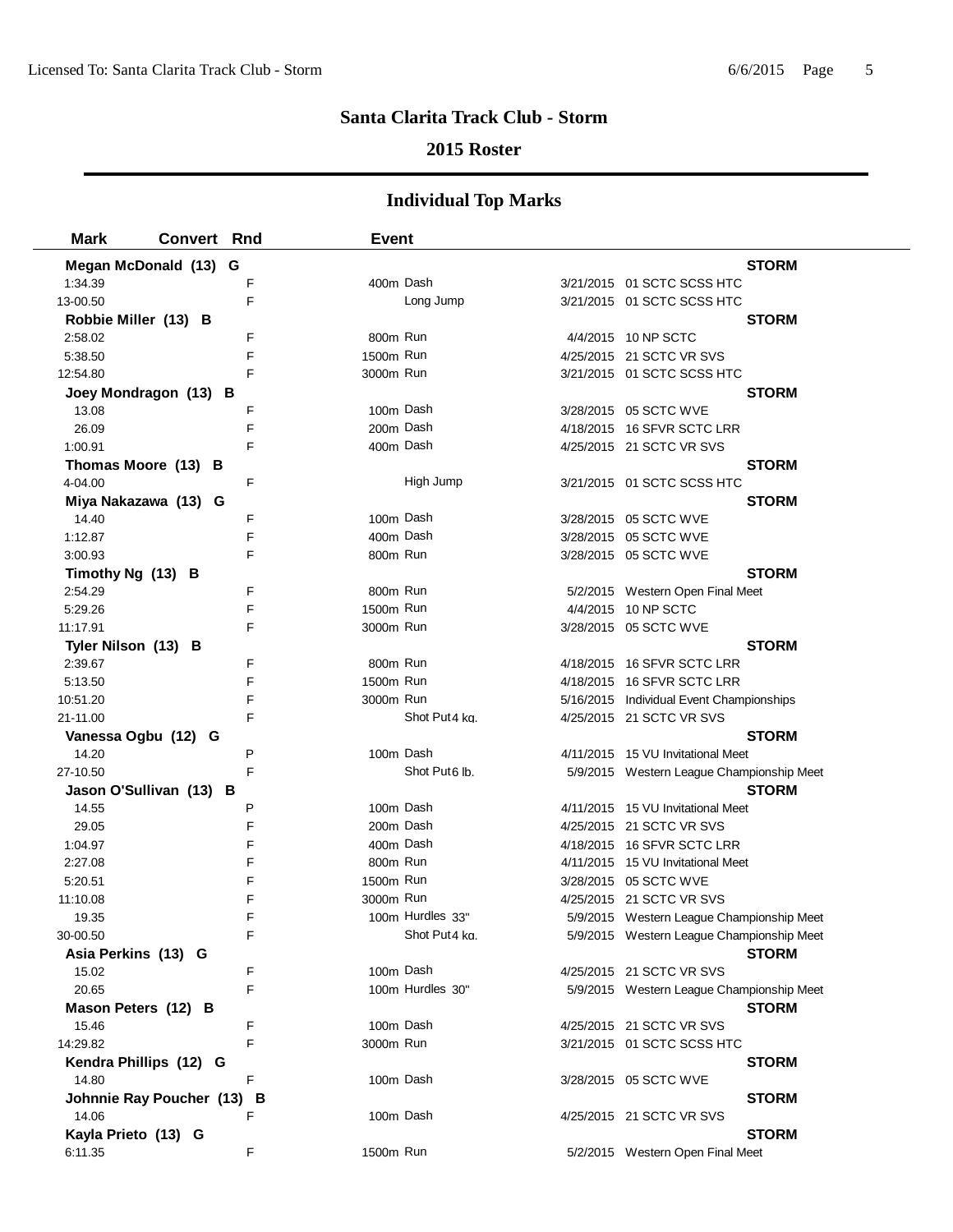## Santa Clarita Track Club - Storm

### 2015 Roster

### Individual Top Marks

| Mark | Convert | Rnd | Event | | Date | Meet |
|---|---|---|---|---|---|---|
| **Megan McDonald (13) G** | | | | | | **STORM** |
| 1:34.39 | | F | 400m Dash | | 3/21/2015 | 01 SCTC SCSS HTC |
| 13-00.50 | | F | Long Jump | | 3/21/2015 | 01 SCTC SCSS HTC |
| **Robbie Miller (13) B** | | | | | | **STORM** |
| 2:58.02 | | F | 800m Run | | 4/4/2015 | 10 NP SCTC |
| 5:38.50 | | F | 1500m Run | | 4/25/2015 | 21 SCTC VR SVS |
| 12:54.80 | | F | 3000m Run | | 3/21/2015 | 01 SCTC SCSS HTC |
| **Joey Mondragon (13) B** | | | | | | **STORM** |
| 13.08 | | F | 100m Dash | | 3/28/2015 | 05 SCTC WVE |
| 26.09 | | F | 200m Dash | | 4/18/2015 | 16 SFVR SCTC LRR |
| 1:00.91 | | F | 400m Dash | | 4/25/2015 | 21 SCTC VR SVS |
| **Thomas Moore (13) B** | | | | | | **STORM** |
| 4-04.00 | | F | High Jump | | 3/21/2015 | 01 SCTC SCSS HTC |
| **Miya Nakazawa (13) G** | | | | | | **STORM** |
| 14.40 | | F | 100m Dash | | 3/28/2015 | 05 SCTC WVE |
| 1:12.87 | | F | 400m Dash | | 3/28/2015 | 05 SCTC WVE |
| 3:00.93 | | F | 800m Run | | 3/28/2015 | 05 SCTC WVE |
| **Timothy Ng (13) B** | | | | | | **STORM** |
| 2:54.29 | | F | 800m Run | | 5/2/2015 | Western Open Final Meet |
| 5:29.26 | | F | 1500m Run | | 4/4/2015 | 10 NP SCTC |
| 11:17.91 | | F | 3000m Run | | 3/28/2015 | 05 SCTC WVE |
| **Tyler Nilson (13) B** | | | | | | **STORM** |
| 2:39.67 | | F | 800m Run | | 4/18/2015 | 16 SFVR SCTC LRR |
| 5:13.50 | | F | 1500m Run | | 4/18/2015 | 16 SFVR SCTC LRR |
| 10:51.20 | | F | 3000m Run | | 5/16/2015 | Individual Event Championships |
| 21-11.00 | | F | Shot Put | 4 kg. | 4/25/2015 | 21 SCTC VR SVS |
| **Vanessa Ogbu (12) G** | | | | | | **STORM** |
| 14.20 | | P | 100m Dash | | 4/11/2015 | 15 VU Invitational Meet |
| 27-10.50 | | F | Shot Put | 6 lb. | 5/9/2015 | Western League Championship Meet |
| **Jason O'Sullivan (13) B** | | | | | | **STORM** |
| 14.55 | | P | 100m Dash | | 4/11/2015 | 15 VU Invitational Meet |
| 29.05 | | F | 200m Dash | | 4/25/2015 | 21 SCTC VR SVS |
| 1:04.97 | | F | 400m Dash | | 4/18/2015 | 16 SFVR SCTC LRR |
| 2:27.08 | | F | 800m Run | | 4/11/2015 | 15 VU Invitational Meet |
| 5:20.51 | | F | 1500m Run | | 3/28/2015 | 05 SCTC WVE |
| 11:10.08 | | F | 3000m Run | | 4/25/2015 | 21 SCTC VR SVS |
| 19.35 | | F | 100m Hurdles | 33" | 5/9/2015 | Western League Championship Meet |
| 30-00.50 | | F | Shot Put | 4 kg. | 5/9/2015 | Western League Championship Meet |
| **Asia Perkins (13) G** | | | | | | **STORM** |
| 15.02 | | F | 100m Dash | | 4/25/2015 | 21 SCTC VR SVS |
| 20.65 | | F | 100m Hurdles | 30" | 5/9/2015 | Western League Championship Meet |
| **Mason Peters (12) B** | | | | | | **STORM** |
| 15.46 | | F | 100m Dash | | 4/25/2015 | 21 SCTC VR SVS |
| 14:29.82 | | F | 3000m Run | | 3/21/2015 | 01 SCTC SCSS HTC |
| **Kendra Phillips (12) G** | | | | | | **STORM** |
| 14.80 | | F | 100m Dash | | 3/28/2015 | 05 SCTC WVE |
| **Johnnie Ray Poucher (13) B** | | | | | | **STORM** |
| 14.06 | | F | 100m Dash | | 4/25/2015 | 21 SCTC VR SVS |
| **Kayla Prieto (13) G** | | | | | | **STORM** |
| 6:11.35 | | F | 1500m Run | | 5/2/2015 | Western Open Final Meet |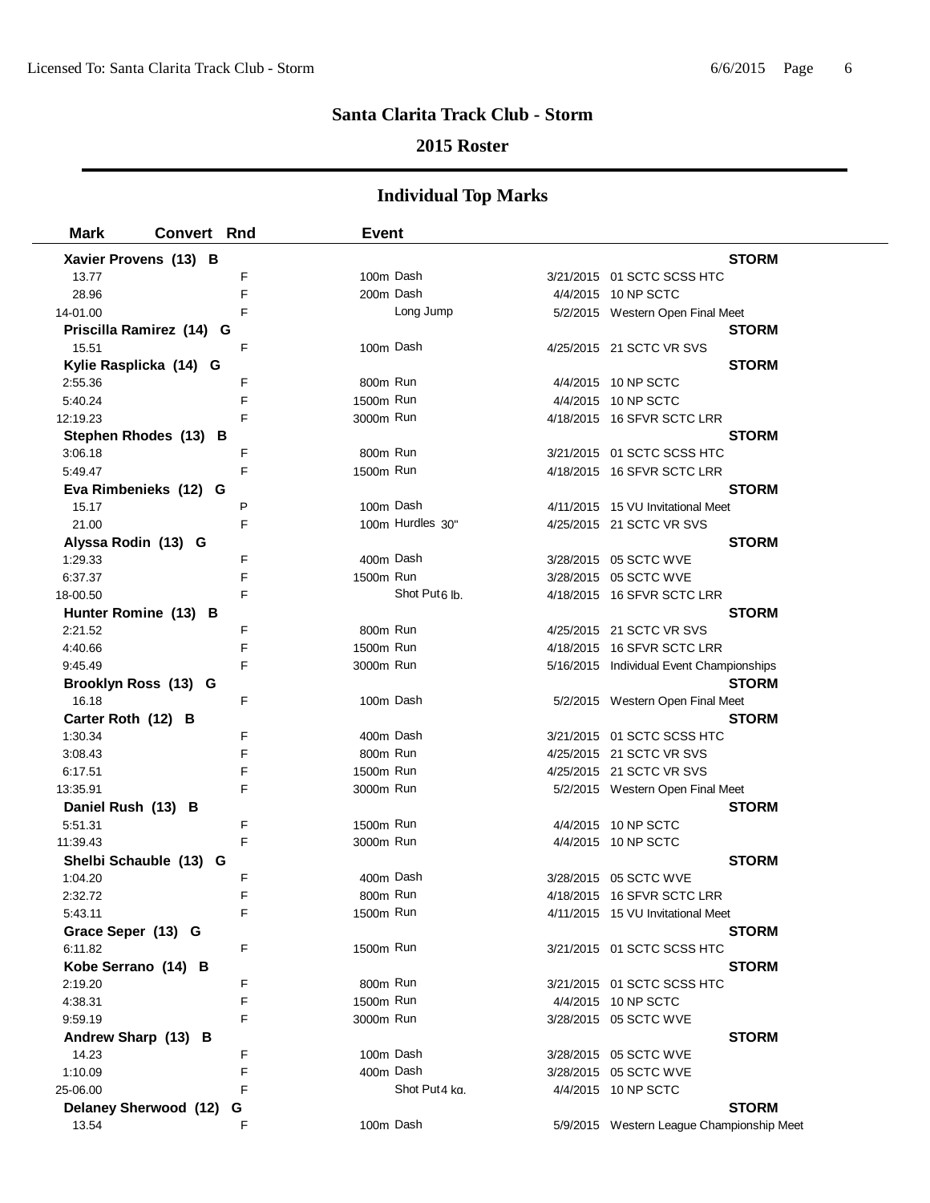# Santa Clarita Track Club - Storm

## 2015 Roster

## Individual Top Marks

| Mark | Convert | Rnd | Event | | |
|---|---|---|---|---|---|
| **Xavier Provens (13) B** | | | | | **STORM** |
| 13.77 | | F | 100m Dash | 3/21/2015 | 01 SCTC SCSS HTC |
| 28.96 | | F | 200m Dash | 4/4/2015 | 10 NP SCTC |
| 14-01.00 | | F | Long Jump | 5/2/2015 | Western Open Final Meet |
| **Priscilla Ramirez (14) G** | | | | | **STORM** |
| 15.51 | | F | 100m Dash | 4/25/2015 | 21 SCTC VR SVS |
| **Kylie Rasplicka (14) G** | | | | | **STORM** |
| 2:55.36 | | F | 800m Run | 4/4/2015 | 10 NP SCTC |
| 5:40.24 | | F | 1500m Run | 4/4/2015 | 10 NP SCTC |
| 12:19.23 | | F | 3000m Run | 4/18/2015 | 16 SFVR SCTC LRR |
| **Stephen Rhodes (13) B** | | | | | **STORM** |
| 3:06.18 | | F | 800m Run | 3/21/2015 | 01 SCTC SCSS HTC |
| 5:49.47 | | F | 1500m Run | 4/18/2015 | 16 SFVR SCTC LRR |
| **Eva Rimbenieks (12) G** | | | | | **STORM** |
| 15.17 | | P | 100m Dash | 4/11/2015 | 15 VU Invitational Meet |
| 21.00 | | F | 100m Hurdles 30" | 4/25/2015 | 21 SCTC VR SVS |
| **Alyssa Rodin (13) G** | | | | | **STORM** |
| 1:29.33 | | F | 400m Dash | 3/28/2015 | 05 SCTC WVE |
| 6:37.37 | | F | 1500m Run | 3/28/2015 | 05 SCTC WVE |
| 18-00.50 | | F | Shot Put 6 lb. | 4/18/2015 | 16 SFVR SCTC LRR |
| **Hunter Romine (13) B** | | | | | **STORM** |
| 2:21.52 | | F | 800m Run | 4/25/2015 | 21 SCTC VR SVS |
| 4:40.66 | | F | 1500m Run | 4/18/2015 | 16 SFVR SCTC LRR |
| 9:45.49 | | F | 3000m Run | 5/16/2015 | Individual Event Championships |
| **Brooklyn Ross (13) G** | | | | | **STORM** |
| 16.18 | | F | 100m Dash | 5/2/2015 | Western Open Final Meet |
| **Carter Roth (12) B** | | | | | **STORM** |
| 1:30.34 | | F | 400m Dash | 3/21/2015 | 01 SCTC SCSS HTC |
| 3:08.43 | | F | 800m Run | 4/25/2015 | 21 SCTC VR SVS |
| 6:17.51 | | F | 1500m Run | 4/25/2015 | 21 SCTC VR SVS |
| 13:35.91 | | F | 3000m Run | 5/2/2015 | Western Open Final Meet |
| **Daniel Rush (13) B** | | | | | **STORM** |
| 5:51.31 | | F | 1500m Run | 4/4/2015 | 10 NP SCTC |
| 11:39.43 | | F | 3000m Run | 4/4/2015 | 10 NP SCTC |
| **Shelbi Schauble (13) G** | | | | | **STORM** |
| 1:04.20 | | F | 400m Dash | 3/28/2015 | 05 SCTC WVE |
| 2:32.72 | | F | 800m Run | 4/18/2015 | 16 SFVR SCTC LRR |
| 5:43.11 | | F | 1500m Run | 4/11/2015 | 15 VU Invitational Meet |
| **Grace Seper (13) G** | | | | | **STORM** |
| 6:11.82 | | F | 1500m Run | 3/21/2015 | 01 SCTC SCSS HTC |
| **Kobe Serrano (14) B** | | | | | **STORM** |
| 2:19.20 | | F | 800m Run | 3/21/2015 | 01 SCTC SCSS HTC |
| 4:38.31 | | F | 1500m Run | 4/4/2015 | 10 NP SCTC |
| 9:59.19 | | F | 3000m Run | 3/28/2015 | 05 SCTC WVE |
| **Andrew Sharp (13) B** | | | | | **STORM** |
| 14.23 | | F | 100m Dash | 3/28/2015 | 05 SCTC WVE |
| 1:10.09 | | F | 400m Dash | 3/28/2015 | 05 SCTC WVE |
| 25-06.00 | | F | Shot Put 4 kg. | 4/4/2015 | 10 NP SCTC |
| **Delaney Sherwood (12) G** | | | | | **STORM** |
| 13.54 | | F | 100m Dash | 5/9/2015 | Western League Championship Meet |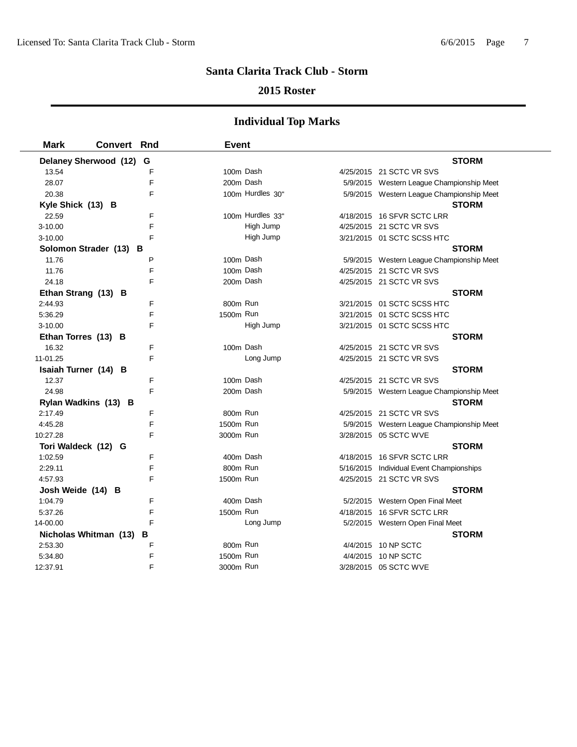## Santa Clarita Track Club - Storm

### 2015 Roster

### Individual Top Marks

| Mark | Convert | Rnd | Event | | |
|---|---|---|---|---|---|
| **Delaney Sherwood (12) G** | | | | | **STORM** |
| 13.54 | | F | 100m Dash | 4/25/2015 | 21 SCTC VR SVS |
| 28.07 | | F | 200m Dash | 5/9/2015 | Western League Championship Meet |
| 20.38 | | F | 100m Hurdles 30" | 5/9/2015 | Western League Championship Meet |
| **Kyle Shick (13) B** | | | | | **STORM** |
| 22.59 | | F | 100m Hurdles 33" | 4/18/2015 | 16 SFVR SCTC LRR |
| 3-10.00 | | F | High Jump | 4/25/2015 | 21 SCTC VR SVS |
| 3-10.00 | | F | High Jump | 3/21/2015 | 01 SCTC SCSS HTC |
| **Solomon Strader (13) B** | | | | | **STORM** |
| 11.76 | | P | 100m Dash | 5/9/2015 | Western League Championship Meet |
| 11.76 | | F | 100m Dash | 4/25/2015 | 21 SCTC VR SVS |
| 24.18 | | F | 200m Dash | 4/25/2015 | 21 SCTC VR SVS |
| **Ethan Strang (13) B** | | | | | **STORM** |
| 2:44.93 | | F | 800m Run | 3/21/2015 | 01 SCTC SCSS HTC |
| 5:36.29 | | F | 1500m Run | 3/21/2015 | 01 SCTC SCSS HTC |
| 3-10.00 | | F | High Jump | 3/21/2015 | 01 SCTC SCSS HTC |
| **Ethan Torres (13) B** | | | | | **STORM** |
| 16.32 | | F | 100m Dash | 4/25/2015 | 21 SCTC VR SVS |
| 11-01.25 | | F | Long Jump | 4/25/2015 | 21 SCTC VR SVS |
| **Isaiah Turner (14) B** | | | | | **STORM** |
| 12.37 | | F | 100m Dash | 4/25/2015 | 21 SCTC VR SVS |
| 24.98 | | F | 200m Dash | 5/9/2015 | Western League Championship Meet |
| **Rylan Wadkins (13) B** | | | | | **STORM** |
| 2:17.49 | | F | 800m Run | 4/25/2015 | 21 SCTC VR SVS |
| 4:45.28 | | F | 1500m Run | 5/9/2015 | Western League Championship Meet |
| 10:27.28 | | F | 3000m Run | 3/28/2015 | 05 SCTC WVE |
| **Tori Waldeck (12) G** | | | | | **STORM** |
| 1:02.59 | | F | 400m Dash | 4/18/2015 | 16 SFVR SCTC LRR |
| 2:29.11 | | F | 800m Run | 5/16/2015 | Individual Event Championships |
| 4:57.93 | | F | 1500m Run | 4/25/2015 | 21 SCTC VR SVS |
| **Josh Weide (14) B** | | | | | **STORM** |
| 1:04.79 | | F | 400m Dash | 5/2/2015 | Western Open Final Meet |
| 5:37.26 | | F | 1500m Run | 4/18/2015 | 16 SFVR SCTC LRR |
| 14-00.00 | | F | Long Jump | 5/2/2015 | Western Open Final Meet |
| **Nicholas Whitman (13) B** | | | | | **STORM** |
| 2:53.30 | | F | 800m Run | 4/4/2015 | 10 NP SCTC |
| 5:34.80 | | F | 1500m Run | 4/4/2015 | 10 NP SCTC |
| 12:37.91 | | F | 3000m Run | 3/28/2015 | 05 SCTC WVE |